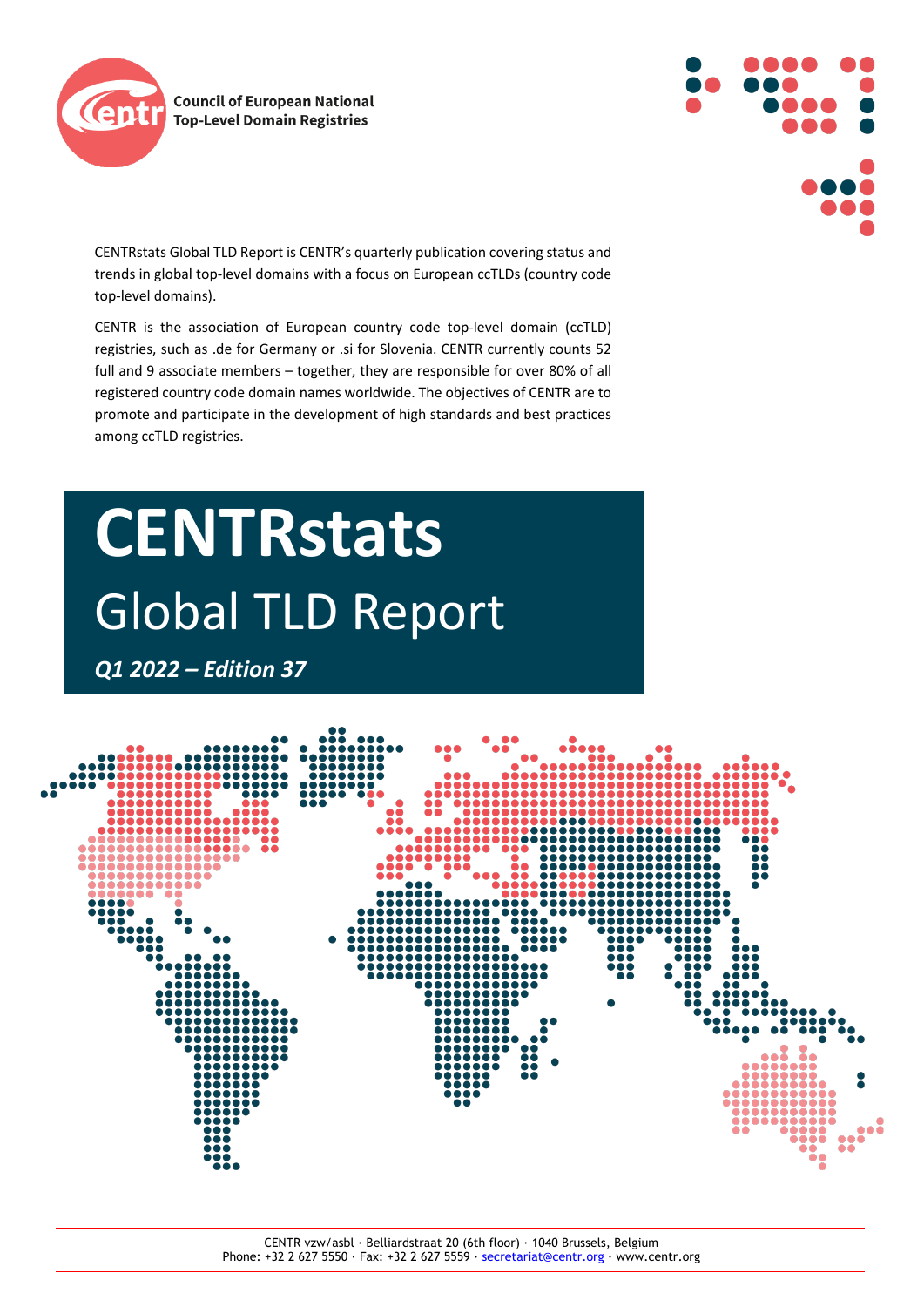Council of European National Top-Level Domain Registries

CENTRstats Global TLD Report is CENTR's quarterly publication covering status and trends in global top-level domains with a focus on European ccTLDs (country code top-level domains).

CENTR is the association of European country code top-level domain (ccTLD) registries, such as .de for Germany or .si for Slovenia. CENTR currently counts 52 full and 9 associate members – together, they are responsible for over 80% of all registered country code domain names worldwide. The objectives of CENTR are to promote and participate in the development of high standards and best practices among ccTLD registries.

# CENTRstats

## Global TLD Report

***Q1 2022 – Edition 37***

CENTR vzw/asbl · Belliardstraat 20 (6th floor) · 1040 Brussels, Belgium
Phone: +32 2 627 5550 · Fax: +32 2 627 5559 · secretariat@centr.org · www.centr.org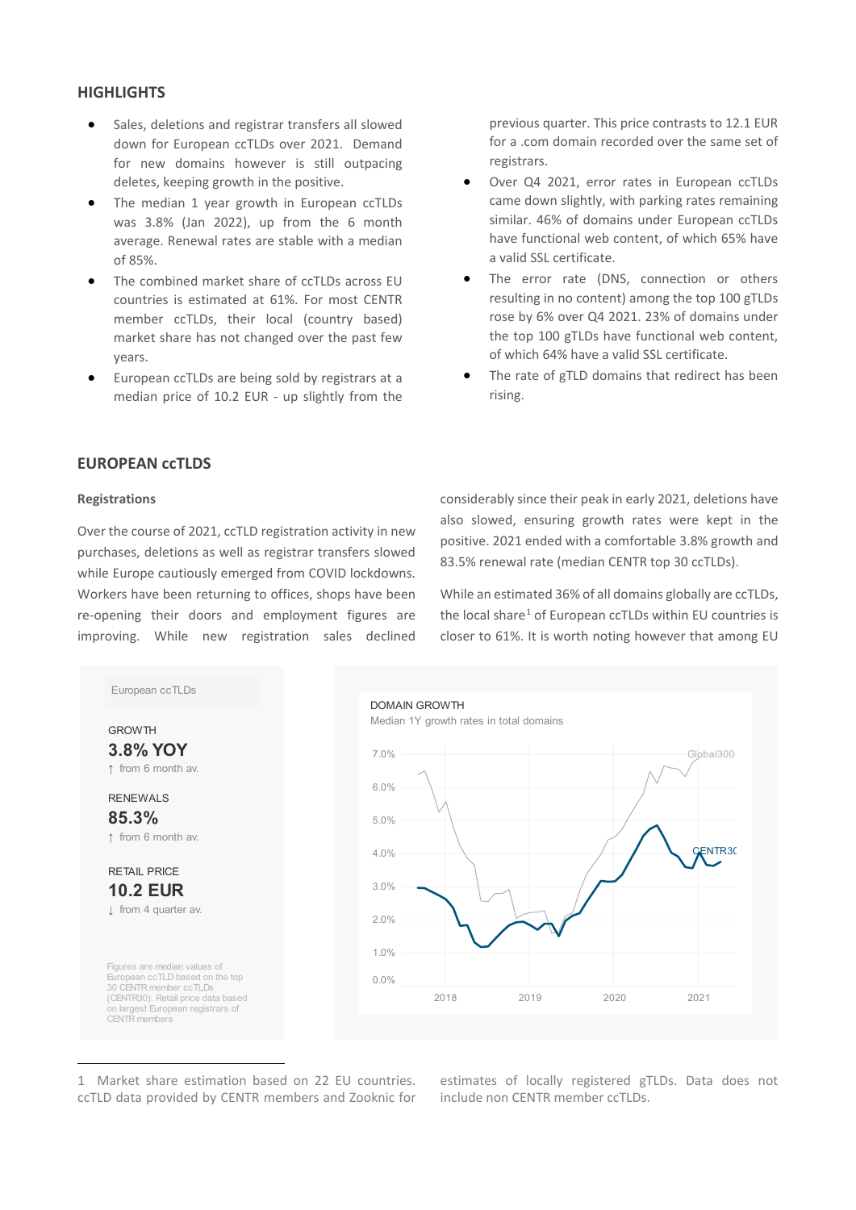## HIGHLIGHTS

- Sales, deletions and registrar transfers all slowed down for European ccTLDs over 2021. Demand for new domains however is still outpacing deletes, keeping growth in the positive.
- The median 1 year growth in European ccTLDs was 3.8% (Jan 2022), up from the 6 month average. Renewal rates are stable with a median of 85%.
- The combined market share of ccTLDs across EU countries is estimated at 61%. For most CENTR member ccTLDs, their local (country based) market share has not changed over the past few years.
- European ccTLDs are being sold by registrars at a median price of 10.2 EUR - up slightly from the previous quarter. This price contrasts to 12.1 EUR for a .com domain recorded over the same set of registrars.
- Over Q4 2021, error rates in European ccTLDs came down slightly, with parking rates remaining similar. 46% of domains under European ccTLDs have functional web content, of which 65% have a valid SSL certificate.
- The error rate (DNS, connection or others resulting in no content) among the top 100 gTLDs rose by 6% over Q4 2021. 23% of domains under the top 100 gTLDs have functional web content, of which 64% have a valid SSL certificate.
- The rate of gTLD domains that redirect has been rising.

## EUROPEAN ccTLDS

### Registrations

Over the course of 2021, ccTLD registration activity in new purchases, deletions as well as registrar transfers slowed while Europe cautiously emerged from COVID lockdowns. Workers have been returning to offices, shops have been re-opening their doors and employment figures are improving. While new registration sales declined considerably since their peak in early 2021, deletions have also slowed, ensuring growth rates were kept in the positive. 2021 ended with a comfortable 3.8% growth and 83.5% renewal rate (median CENTR top 30 ccTLDs).

While an estimated 36% of all domains globally are ccTLDs, the local share[1] of European ccTLDs within EU countries is closer to 61%. It is worth noting however that among EU

European ccTLDs

GROWTH
**3.8% YOY**
↑ from 6 month av.

RENEWALS
**85.3%**
↑ from 6 month av.

RETAIL PRICE
**10.2 EUR**
↓ from 4 quarter av.

Figures are median values of European ccTLD based on the top 30 CENTR member ccTLDs (CENTR30). Retail price data based on largest European registrars of CENTR members

DOMAIN GROWTH
Median 1Y growth rates in total domains

[1] Market share estimation based on 22 EU countries. ccTLD data provided by CENTR members and Zooknic for estimates of locally registered gTLDs. Data does not include non CENTR member ccTLDs.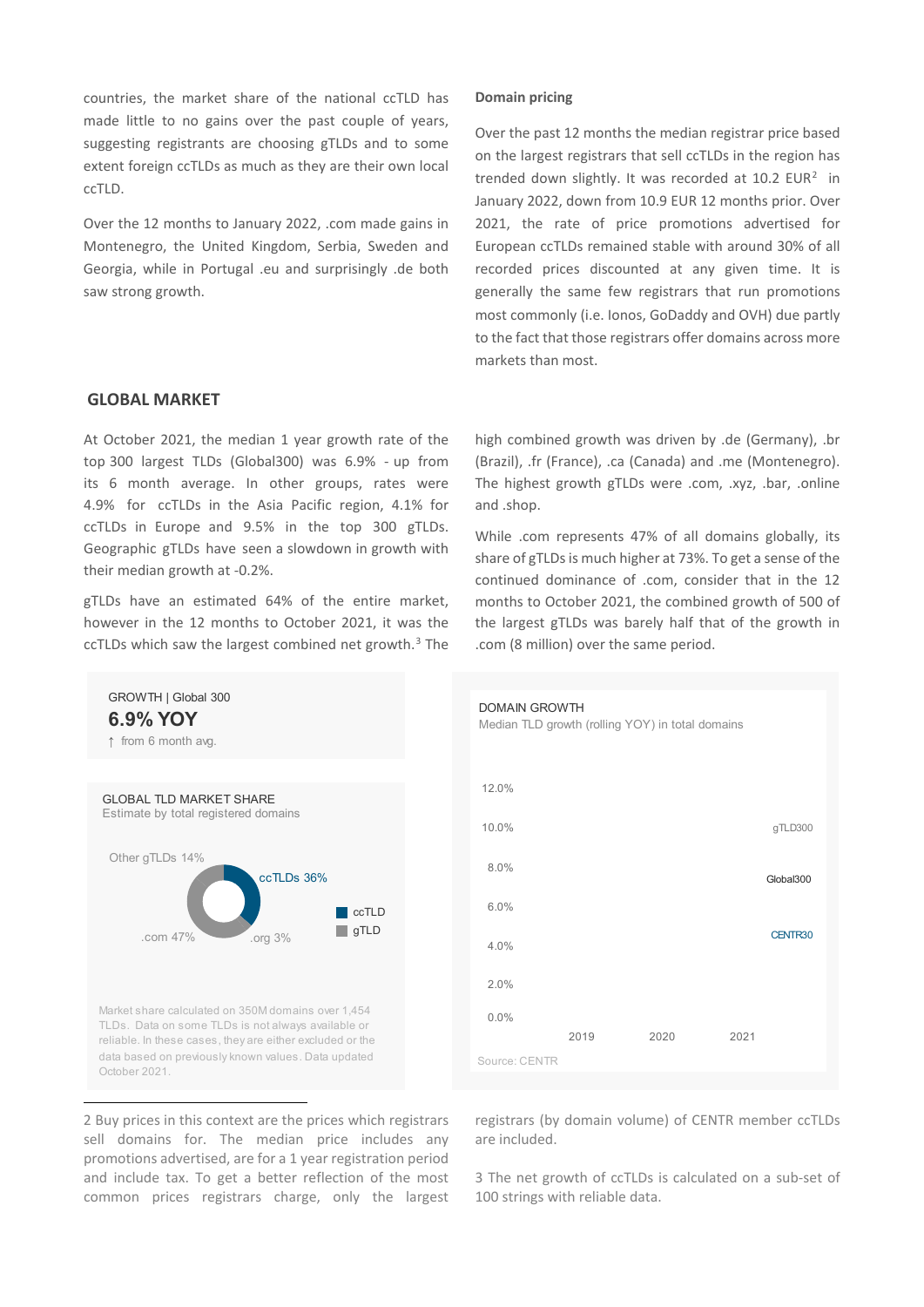countries, the market share of the national ccTLD has made little to no gains over the past couple of years, suggesting registrants are choosing gTLDs and to some extent foreign ccTLDs as much as they are their own local ccTLD.

Over the 12 months to January 2022, .com made gains in Montenegro, the United Kingdom, Serbia, Sweden and Georgia, while in Portugal .eu and surprisingly .de both saw strong growth.

**Domain pricing**

Over the past 12 months the median registrar price based on the largest registrars that sell ccTLDs in the region has trended down slightly. It was recorded at 10.2 EUR[2] in January 2022, down from 10.9 EUR 12 months prior. Over 2021, the rate of price promotions advertised for European ccTLDs remained stable with around 30% of all recorded prices discounted at any given time. It is generally the same few registrars that run promotions most commonly (i.e. Ionos, GoDaddy and OVH) due partly to the fact that those registrars offer domains across more markets than most.

## GLOBAL MARKET

At October 2021, the median 1 year growth rate of the top 300 largest TLDs (Global300) was 6.9% - up from its 6 month average. In other groups, rates were 4.9% for ccTLDs in the Asia Pacific region, 4.1% for ccTLDs in Europe and 9.5% in the top 300 gTLDs. Geographic gTLDs have seen a slowdown in growth with their median growth at -0.2%.

gTLDs have an estimated 64% of the entire market, however in the 12 months to October 2021, it was the ccTLDs which saw the largest combined net growth.[3] The high combined growth was driven by .de (Germany), .br (Brazil), .fr (France), .ca (Canada) and .me (Montenegro). The highest growth gTLDs were .com, .xyz, .bar, .online and .shop.

While .com represents 47% of all domains globally, its share of gTLDs is much higher at 73%. To get a sense of the continued dominance of .com, consider that in the 12 months to October 2021, the combined growth of 500 of the largest gTLDs was barely half that of the growth in .com (8 million) over the same period.

GROWTH | Global 300

**6.9% YOY**

↑ from 6 month avg.

GLOBAL TLD MARKET SHARE
Estimate by total registered domains

Other gTLDs 14%, ccTLDs 36%, .com 47%, .org 3%

ccTLD, gTLD

Market share calculated on 350M domains over 1,454 TLDs. Data on some TLDs is not always available or reliable. In these cases, they are either excluded or the data based on previously known values. Data updated October 2021.

DOMAIN GROWTH
Median TLD growth (rolling YOY) in total domains

12.0%, 10.0%, 8.0%, 6.0%, 4.0%, 2.0%, 0.0%

2019, 2020, 2021

gTLD300, Global300, CENTR30

Source: CENTR

2 Buy prices in this context are the prices which registrars sell domains for. The median price includes any promotions advertised, are for a 1 year registration period and include tax. To get a better reflection of the most common prices registrars charge, only the largest registrars (by domain volume) of CENTR member ccTLDs are included.

3 The net growth of ccTLDs is calculated on a sub-set of 100 strings with reliable data.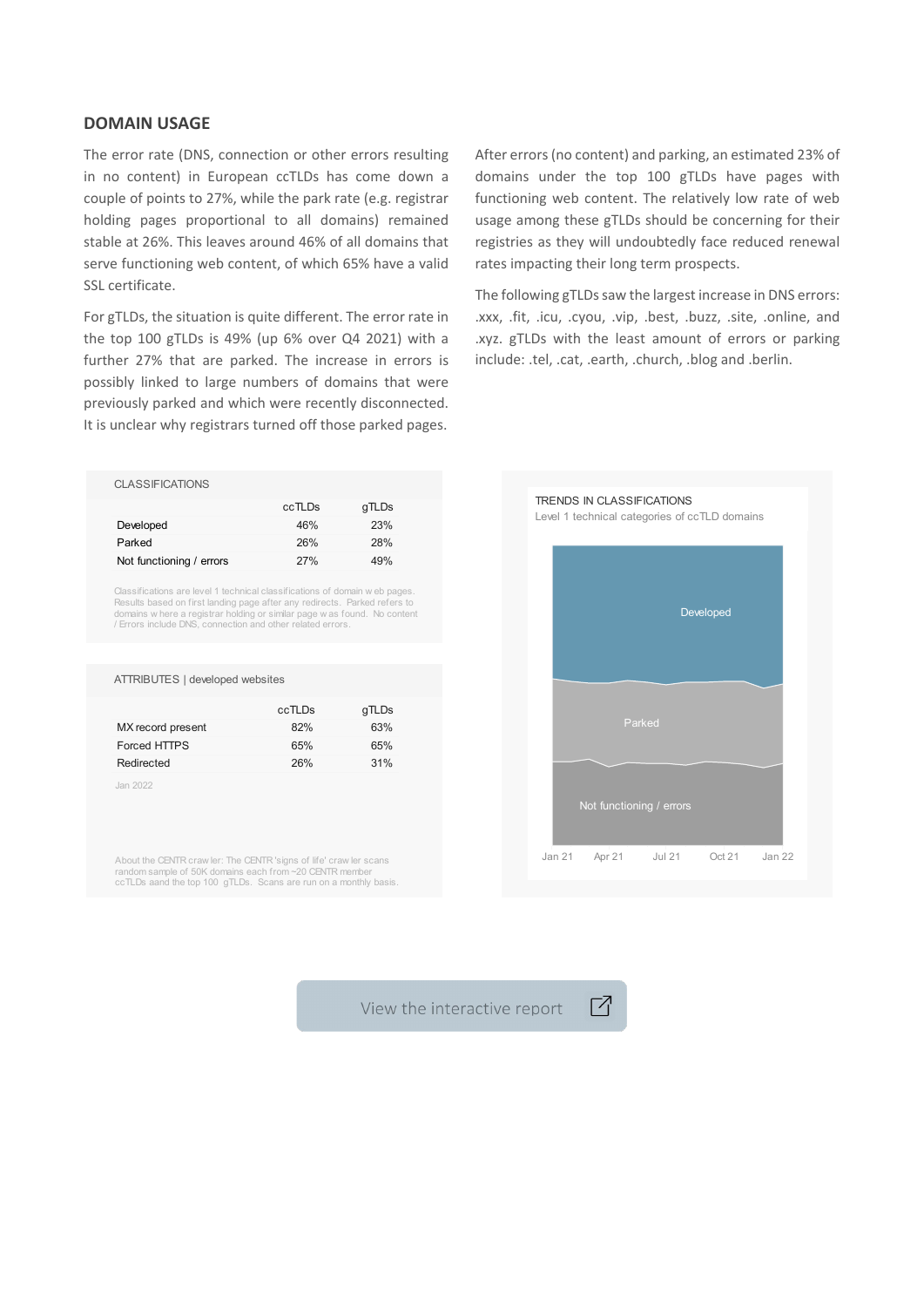## DOMAIN USAGE

The error rate (DNS, connection or other errors resulting in no content) in European ccTLDs has come down a couple of points to 27%, while the park rate (e.g. registrar holding pages proportional to all domains) remained stable at 26%. This leaves around 46% of all domains that serve functioning web content, of which 65% have a valid SSL certificate.

For gTLDs, the situation is quite different. The error rate in the top 100 gTLDs is 49% (up 6% over Q4 2021) with a further 27% that are parked. The increase in errors is possibly linked to large numbers of domains that were previously parked and which were recently disconnected. It is unclear why registrars turned off those parked pages.

After errors (no content) and parking, an estimated 23% of domains under the top 100 gTLDs have pages with functioning web content. The relatively low rate of web usage among these gTLDs should be concerning for their registries as they will undoubtedly face reduced renewal rates impacting their long term prospects.

The following gTLDs saw the largest increase in DNS errors: .xxx, .fit, .icu, .cyou, .vip, .best, .buzz, .site, .online, and .xyz. gTLDs with the least amount of errors or parking include: .tel, .cat, .earth, .church, .blog and .berlin.

CLASSIFICATIONS

| | ccTLDs | gTLDs |
|---|---|---|
| Developed | 46% | 23% |
| Parked | 26% | 28% |
| Not functioning / errors | 27% | 49% |

Classifications are level 1 technical classifications of domain web pages. Results based on first landing page after any redirects. Parked refers to domains where a registrar holding or similar page was found. No content / Errors include DNS, connection and other related errors.

ATTRIBUTES | developed websites

| | ccTLDs | gTLDs |
|---|---|---|
| MX record present | 82% | 63% |
| Forced HTTPS | 65% | 65% |
| Redirected | 26% | 31% |

Jan 2022

About the CENTR crawler: The CENTR 'signs of life' crawler scans random sample of 50K domains each from ~20 CENTR member ccTLDs aand the top 100 gTLDs. Scans are run on a monthly basis.

TRENDS IN CLASSIFICATIONS
Level 1 technical categories of ccTLD domains

View the interactive report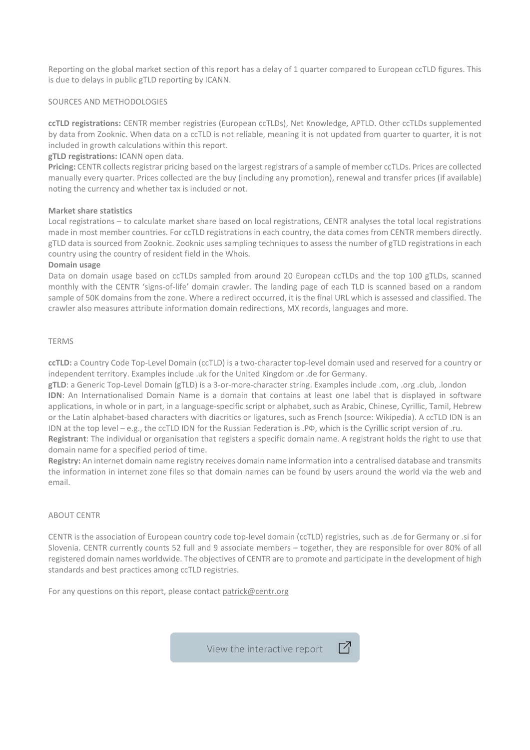Reporting on the global market section of this report has a delay of 1 quarter compared to European ccTLD figures. This is due to delays in public gTLD reporting by ICANN.

## SOURCES AND METHODOLOGIES

**ccTLD registrations:** CENTR member registries (European ccTLDs), Net Knowledge, APTLD. Other ccTLDs supplemented by data from Zooknic. When data on a ccTLD is not reliable, meaning it is not updated from quarter to quarter, it is not included in growth calculations within this report.
**gTLD registrations:** ICANN open data.
**Pricing:** CENTR collects registrar pricing based on the largest registrars of a sample of member ccTLDs. Prices are collected manually every quarter. Prices collected are the buy (including any promotion), renewal and transfer prices (if available) noting the currency and whether tax is included or not.

**Market share statistics**
Local registrations – to calculate market share based on local registrations, CENTR analyses the total local registrations made in most member countries. For ccTLD registrations in each country, the data comes from CENTR members directly. gTLD data is sourced from Zooknic. Zooknic uses sampling techniques to assess the number of gTLD registrations in each country using the country of resident field in the Whois.
**Domain usage**
Data on domain usage based on ccTLDs sampled from around 20 European ccTLDs and the top 100 gTLDs, scanned monthly with the CENTR 'signs-of-life' domain crawler. The landing page of each TLD is scanned based on a random sample of 50K domains from the zone. Where a redirect occurred, it is the final URL which is assessed and classified. The crawler also measures attribute information domain redirections, MX records, languages and more.

## TERMS

**ccTLD:** a Country Code Top-Level Domain (ccTLD) is a two-character top-level domain used and reserved for a country or independent territory. Examples include .uk for the United Kingdom or .de for Germany.
**gTLD**: a Generic Top-Level Domain (gTLD) is a 3-or-more-character string. Examples include .com, .org .club, .london
**IDN**: An Internationalised Domain Name is a domain that contains at least one label that is displayed in software applications, in whole or in part, in a language-specific script or alphabet, such as Arabic, Chinese, Cyrillic, Tamil, Hebrew or the Latin alphabet-based characters with diacritics or ligatures, such as French (source: Wikipedia). A ccTLD IDN is an IDN at the top level – e.g., the ccTLD IDN for the Russian Federation is .РФ, which is the Cyrillic script version of .ru.
**Registrant**: The individual or organisation that registers a specific domain name. A registrant holds the right to use that domain name for a specified period of time.
**Registry:** An internet domain name registry receives domain name information into a centralised database and transmits the information in internet zone files so that domain names can be found by users around the world via the web and email.

## ABOUT CENTR

CENTR is the association of European country code top-level domain (ccTLD) registries, such as .de for Germany or .si for Slovenia. CENTR currently counts 52 full and 9 associate members – together, they are responsible for over 80% of all registered domain names worldwide. The objectives of CENTR are to promote and participate in the development of high standards and best practices among ccTLD registries.

For any questions on this report, please contact patrick@centr.org

View the interactive report